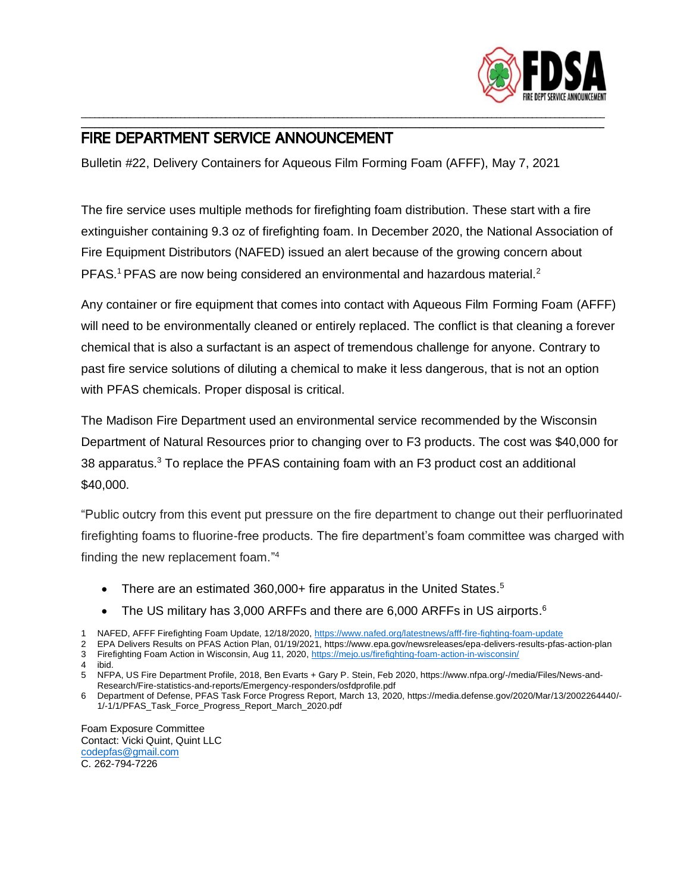# FIRE DEPARTMENT SERVICE ANNOUNCEMENT

Bulletin #22, Delivery Containers for Aqueous Film Forming Foam (AFFF), May 7, 2021

The fire service uses multiple methods for firefighting foam distribution. These start with a fire extinguisher containing 9.3 oz of firefighting foam. In December 2020, the National Association of Fire Equipment Distributors (NAFED) issued an alert because of the growing concern about PFAS.[1] PFAS are now being considered an environmental and hazardous material.[2]

Any container or fire equipment that comes into contact with Aqueous Film Forming Foam (AFFF) will need to be environmentally cleaned or entirely replaced. The conflict is that cleaning a forever chemical that is also a surfactant is an aspect of tremendous challenge for anyone. Contrary to past fire service solutions of diluting a chemical to make it less dangerous, that is not an option with PFAS chemicals. Proper disposal is critical.

The Madison Fire Department used an environmental service recommended by the Wisconsin Department of Natural Resources prior to changing over to F3 products. The cost was $40,000 for 38 apparatus.[3] To replace the PFAS containing foam with an F3 product cost an additional $40,000.

"Public outcry from this event put pressure on the fire department to change out their perfluorinated firefighting foams to fluorine-free products. The fire department's foam committee was charged with finding the new replacement foam."[4]

- There are an estimated 360,000+ fire apparatus in the United States.[5]
- The US military has 3,000 ARFFs and there are 6,000 ARFFs in US airports.[6]

1 NAFED, AFFF Firefighting Foam Update, 12/18/2020, https://www.nafed.org/latestnews/afff-fire-fighting-foam-update
2 EPA Delivers Results on PFAS Action Plan, 01/19/2021, https://www.epa.gov/newsreleases/epa-delivers-results-pfas-action-plan
3 Firefighting Foam Action in Wisconsin, Aug 11, 2020, https://mejo.us/firefighting-foam-action-in-wisconsin/
4 ibid.
5 NFPA, US Fire Department Profile, 2018, Ben Evarts + Gary P. Stein, Feb 2020, https://www.nfpa.org/-/media/Files/News-and-Research/Fire-statistics-and-reports/Emergency-responders/osfdprofile.pdf
6 Department of Defense, PFAS Task Force Progress Report, March 13, 2020, https://media.defense.gov/2020/Mar/13/2002264440/-1/-1/1/PFAS_Task_Force_Progress_Report_March_2020.pdf

Foam Exposure Committee
Contact: Vicki Quint, Quint LLC
codepfas@gmail.com
C. 262-794-7226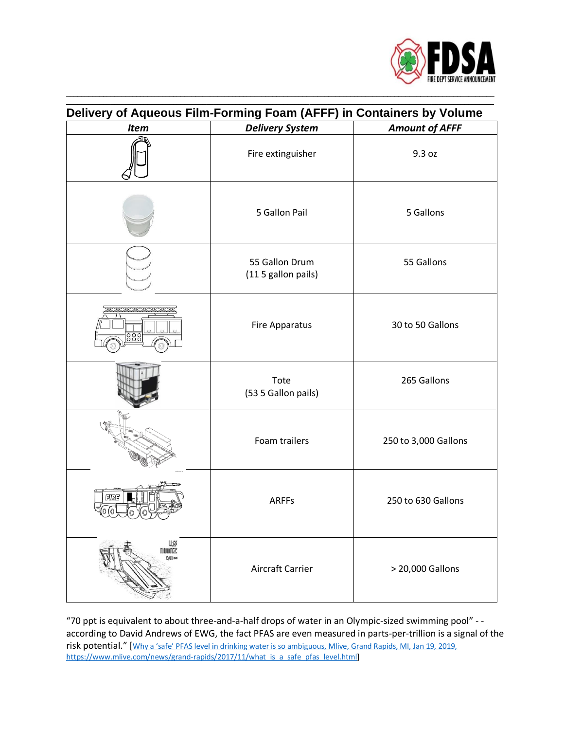## Delivery of Aqueous Film-Forming Foam (AFFF) in Containers by Volume

| *Item* | *Delivery System* | *Amount of AFFF* |
|---|---|---|
| | Fire extinguisher | 9.3 oz |
| | 5 Gallon Pail | 5 Gallons |
| | 55 Gallon Drum (11 5 gallon pails) | 55 Gallons |
| | Fire Apparatus | 30 to 50 Gallons |
| | Tote (53 5 Gallon pails) | 265 Gallons |
| | Foam trailers | 250 to 3,000 Gallons |
| | ARFFs | 250 to 630 Gallons |
| | Aircraft Carrier | > 20,000 Gallons |

"70 ppt is equivalent to about three-and-a-half drops of water in an Olympic-sized swimming pool" - - according to David Andrews of EWG, the fact PFAS are even measured in parts-per-trillion is a signal of the risk potential." [Why a 'safe' PFAS level in drinking water is so ambiguous, Mlive, Grand Rapids, MI, Jan 19, 2019, https://www.mlive.com/news/grand-rapids/2017/11/what_is_a_safe_pfas_level.html]